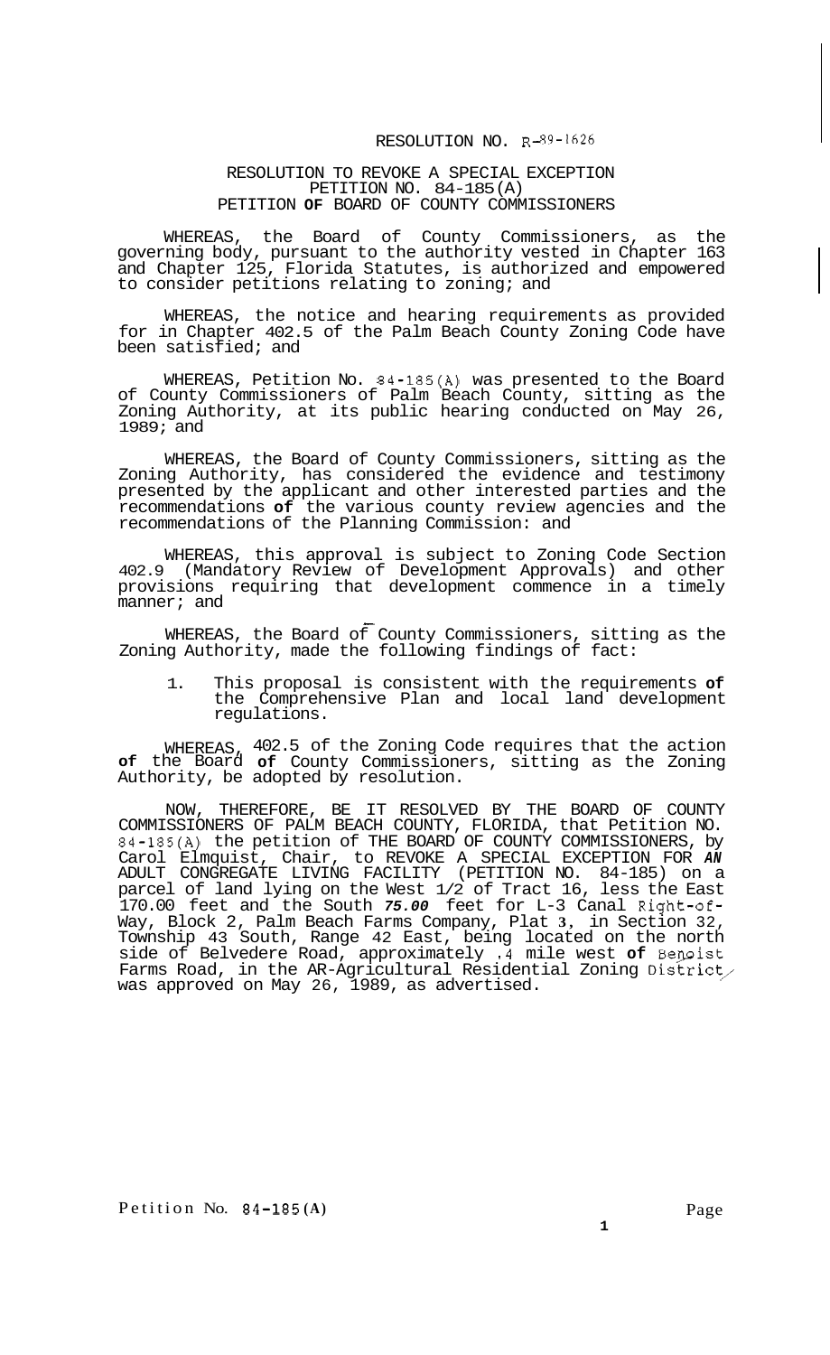RESOLUTION NO. R-89-1626

RESOLUTION TO REVOKE A SPECIAL EXCEPTION
PETITION NO. 84-185(A)
PETITION OF BOARD OF COUNTY COMMISSIONERS

WHEREAS, the Board of County Commissioners, as the governing body, pursuant to the authority vested in Chapter 163 and Chapter 125, Florida Statutes, is authorized and empowered to consider petitions relating to zoning; and

WHEREAS, the notice and hearing requirements as provided for in Chapter 402.5 of the Palm Beach County Zoning Code have been satisfied; and

WHEREAS, Petition No. 84-185(A) was presented to the Board of County Commissioners of Palm Beach County, sitting as the Zoning Authority, at its public hearing conducted on May 26, 1989; and

WHEREAS, the Board of County Commissioners, sitting as the Zoning Authority, has considered the evidence and testimony presented by the applicant and other interested parties and the recommendations of the various county review agencies and the recommendations of the Planning Commission: and

WHEREAS, this approval is subject to Zoning Code Section 402.9 (Mandatory Review of Development Approvals) and other provisions requiring that development commence in a timely manner; and

WHEREAS, the Board of County Commissioners, sitting as the Zoning Authority, made the following findings of fact:

1. This proposal is consistent with the requirements of the Comprehensive Plan and local land development regulations.

WHEREAS, 402.5 of the Zoning Code requires that the action of the Board of County Commissioners, sitting as the Zoning Authority, be adopted by resolution.

NOW, THEREFORE, BE IT RESOLVED BY THE BOARD OF COUNTY COMMISSIONERS OF PALM BEACH COUNTY, FLORIDA, that Petition NO. 84-185(A) the petition of THE BOARD OF COUNTY COMMISSIONERS, by Carol Elmquist, Chair, to REVOKE A SPECIAL EXCEPTION FOR *AN* ADULT CONGREGATE LIVING FACILITY (PETITION NO. 84-185) on a parcel of land lying on the West 1/2 of Tract 16, less the East 170.00 feet and the South ***75.00*** feet for L-3 Canal Right-of-Way, Block 2, Palm Beach Farms Company, Plat 3, in Section 32, Township 43 South, Range 42 East, being located on the north side of Belvedere Road, approximately .4 mile west of Benoist Farms Road, in the AR-Agricultural Residential Zoning District, was approved on May 26, 1989, as advertised.

Petition No. 84-185(A)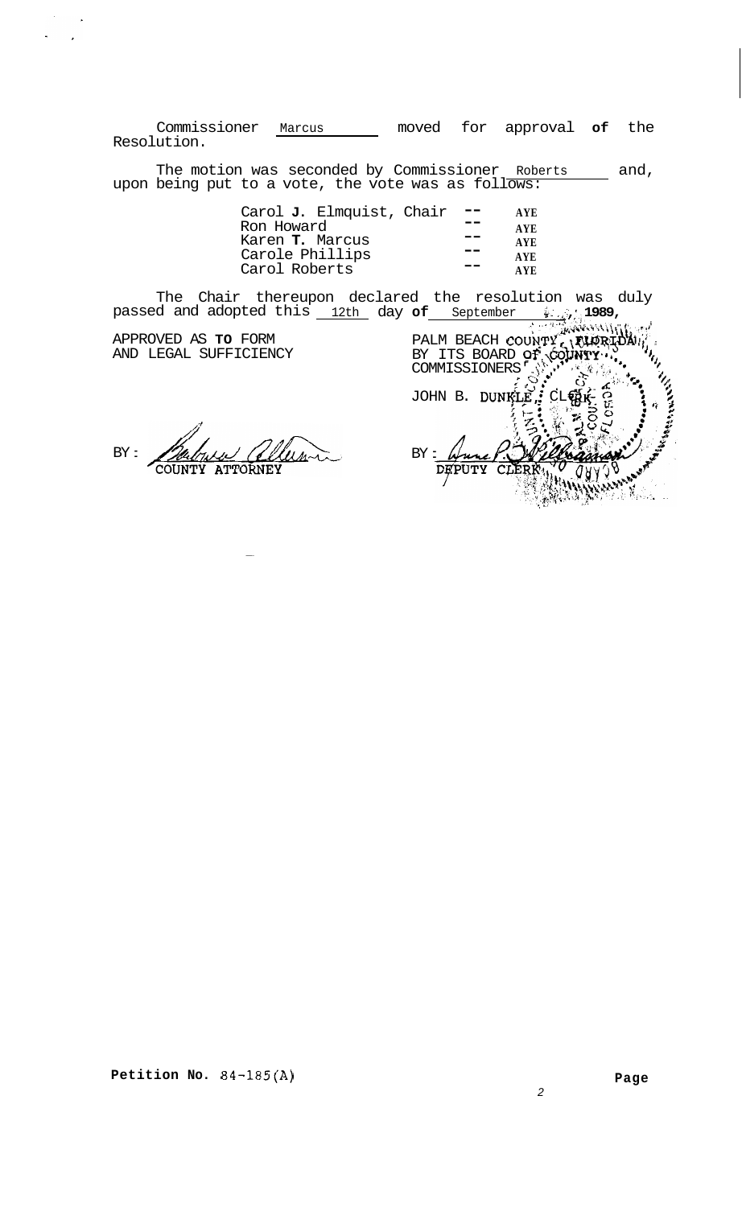Commissioner Marcus moved for approval of the Resolution.

The motion was seconded by Commissioner Roberts and, upon being put to a vote, the vote was as follows:

| | | |
|---|---|---|
| Carol J. Elmquist, Chair | -- | AYE |
| Ron Howard | -- | AYE |
| Karen T. Marcus | -- | AYE |
| Carole Phillips | -- | AYE |
| Carol Roberts | -- | AYE |

The Chair thereupon declared the resolution was duly passed and adopted this 12th day of September, 1989.

APPROVED AS TO FORM AND LEGAL SUFFICIENCY

BY: COUNTY ATTORNEY

PALM BEACH COUNTY, FLORIDA BY ITS BOARD OF COUNTY COMMISSIONERS

JOHN B. DUNKLE, CLERK

BY: DEPUTY CLERK

Petition No. 84-185(A)